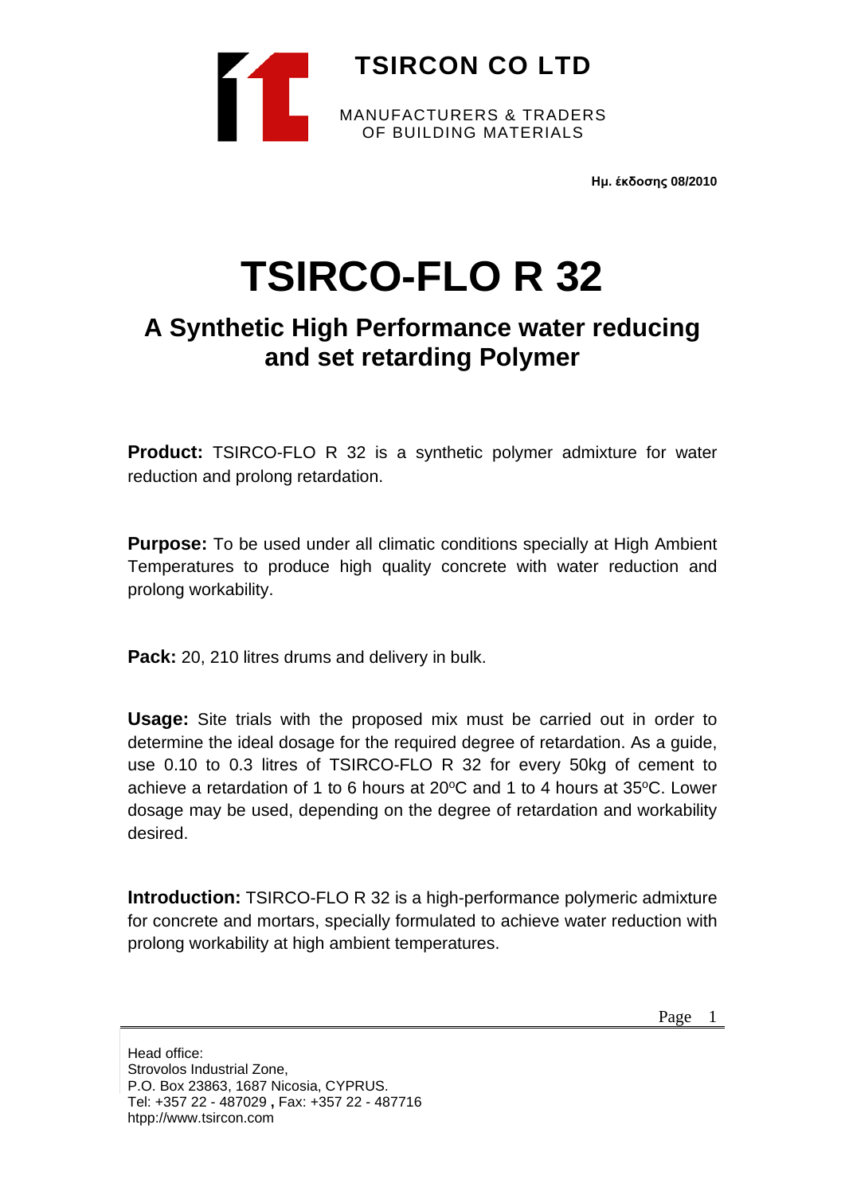**TSIRCON CO LTD**

MANUFACTURERS & TRADERS
OF BUILDING MATERIALS

**Ημ. έκδοσης 08/2010**

# TSIRCO-FLO R 32

## A Synthetic High Performance water reducing and set retarding Polymer

**Product:** TSIRCO-FLO R 32 is a synthetic polymer admixture for water reduction and prolong retardation.

**Purpose:** To be used under all climatic conditions specially at High Ambient Temperatures to produce high quality concrete with water reduction and prolong workability.

**Pack:** 20, 210 litres drums and delivery in bulk.

**Usage:** Site trials with the proposed mix must be carried out in order to determine the ideal dosage for the required degree of retardation. As a guide, use 0.10 to 0.3 litres of TSIRCO-FLO R 32 for every 50kg of cement to achieve a retardation of 1 to 6 hours at 20ºC and 1 to 4 hours at 35ºC. Lower dosage may be used, depending on the degree of retardation and workability desired.

**Introduction:** TSIRCO-FLO R 32 is a high-performance polymeric admixture for concrete and mortars, specially formulated to achieve water reduction with prolong workability at high ambient temperatures.

Head office:
Strovolos Industrial Zone,
P.O. Box 23863, 1687 Nicosia, CYPRUS.
Tel: +357 22 - 487029 **,** Fax: +357 22 - 487716
htpp://www.tsircon.com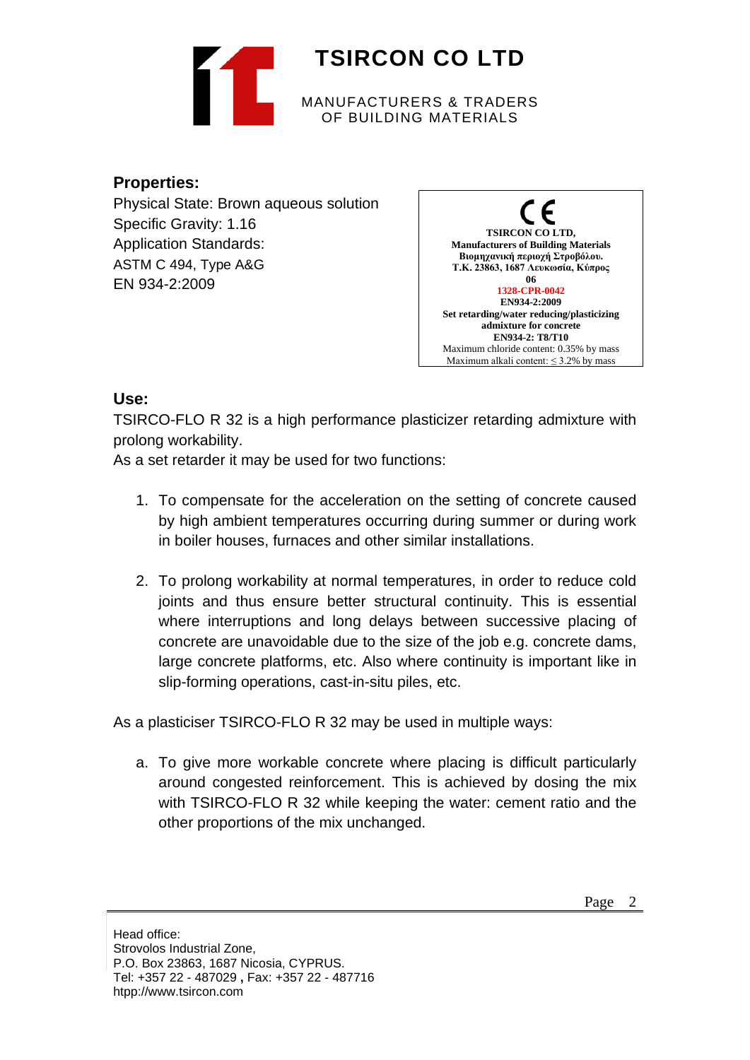## Properties:

Physical State: Brown aqueous solution
Specific Gravity: 1.16
Application Standards:
ASTM C 494, Type A&G
EN 934-2:2009

CE
**TSIRCON CO LTD,**
**Manufacturers of Building Materials**
**Βιομηχανική περιοχή Στροβόλου.**
**Τ.Κ. 23863, 1687 Λευκωσία, Κύπρος**
**06**
**1328-CPR-0042**
**EN934-2:2009**
**Set retarding/water reducing/plasticizing admixture for concrete**
**EN934-2: T8/T10**
Maximum chloride content: 0.35% by mass
Maximum alkali content: ≤ 3.2% by mass

## Use:

TSIRCO-FLO R 32 is a high performance plasticizer retarding admixture with prolong workability.
As a set retarder it may be used for two functions:

1. To compensate for the acceleration on the setting of concrete caused by high ambient temperatures occurring during summer or during work in boiler houses, furnaces and other similar installations.

2. To prolong workability at normal temperatures, in order to reduce cold joints and thus ensure better structural continuity. This is essential where interruptions and long delays between successive placing of concrete are unavoidable due to the size of the job e.g. concrete dams, large concrete platforms, etc. Also where continuity is important like in slip-forming operations, cast-in-situ piles, etc.

As a plasticiser TSIRCO-FLO R 32 may be used in multiple ways:

a. To give more workable concrete where placing is difficult particularly around congested reinforcement. This is achieved by dosing the mix with TSIRCO-FLO R 32 while keeping the water: cement ratio and the other proportions of the mix unchanged.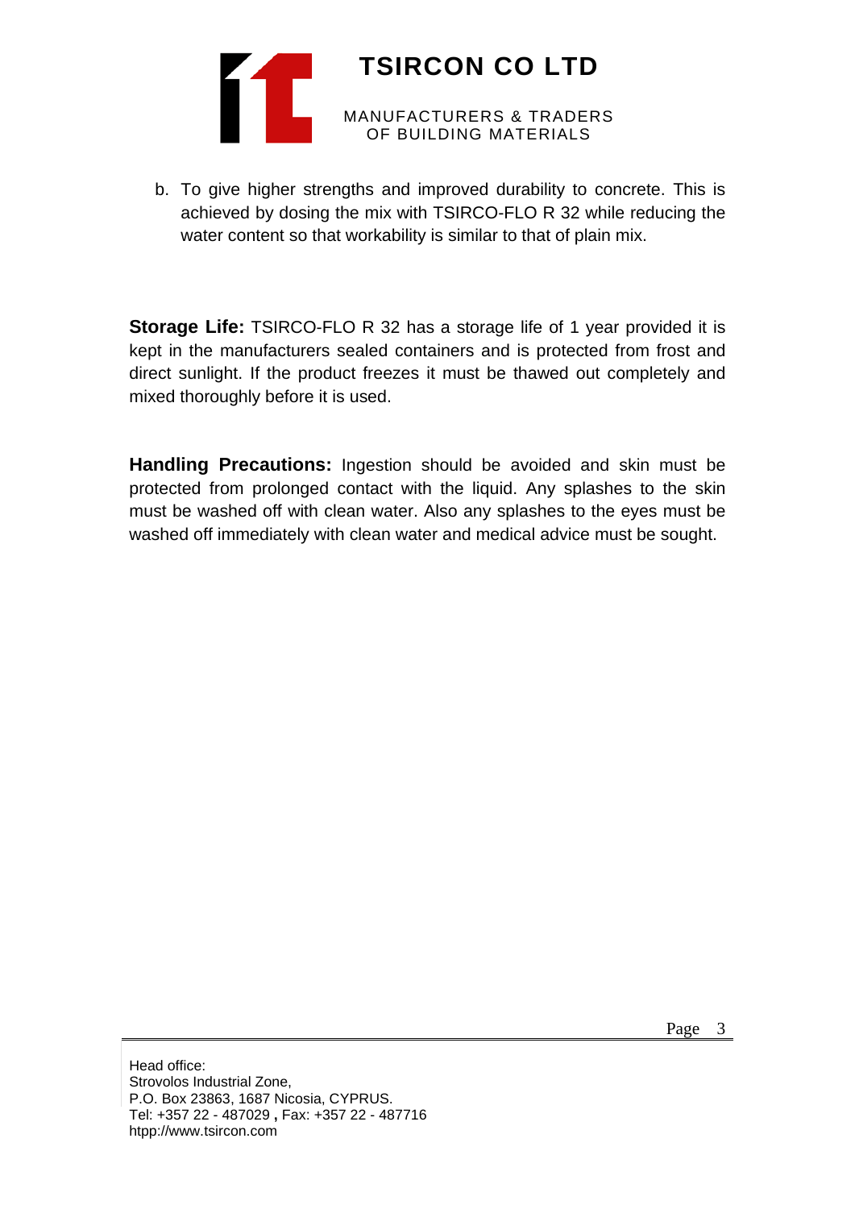b. To give higher strengths and improved durability to concrete. This is achieved by dosing the mix with TSIRCO-FLO R 32 while reducing the water content so that workability is similar to that of plain mix.

**Storage Life:** TSIRCO-FLO R 32 has a storage life of 1 year provided it is kept in the manufacturers sealed containers and is protected from frost and direct sunlight. If the product freezes it must be thawed out completely and mixed thoroughly before it is used.

**Handling Precautions:** Ingestion should be avoided and skin must be protected from prolonged contact with the liquid. Any splashes to the skin must be washed off with clean water. Also any splashes to the eyes must be washed off immediately with clean water and medical advice must be sought.